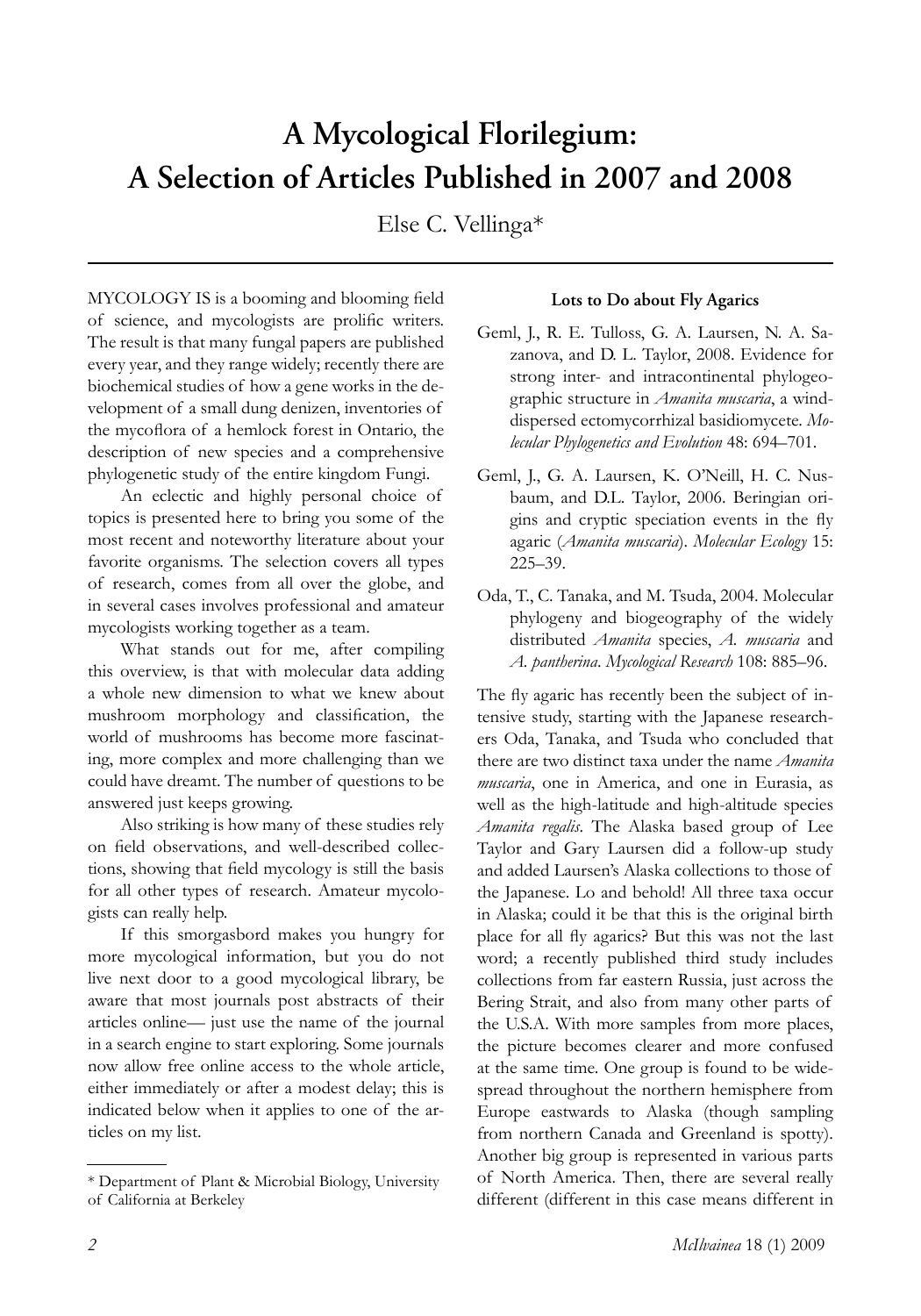# A Mycological Florilegium: A Selection of Articles Published in 2007 and 2008

Else C. Vellinga*

MYCOLOGY IS is a booming and blooming field of science, and mycologists are prolific writers. The result is that many fungal papers are published every year, and they range widely; recently there are biochemical studies of how a gene works in the development of a small dung denizen, inventories of the mycoflora of a hemlock forest in Ontario, the description of new species and a comprehensive phylogenetic study of the entire kingdom Fungi.

An eclectic and highly personal choice of topics is presented here to bring you some of the most recent and noteworthy literature about your favorite organisms. The selection covers all types of research, comes from all over the globe, and in several cases involves professional and amateur mycologists working together as a team.

What stands out for me, after compiling this overview, is that with molecular data adding a whole new dimension to what we knew about mushroom morphology and classification, the world of mushrooms has become more fascinating, more complex and more challenging than we could have dreamt. The number of questions to be answered just keeps growing.

Also striking is how many of these studies rely on field observations, and well-described collections, showing that field mycology is still the basis for all other types of research. Amateur mycologists can really help.

If this smorgasbord makes you hungry for more mycological information, but you do not live next door to a good mycological library, be aware that most journals post abstracts of their articles online— just use the name of the journal in a search engine to start exploring. Some journals now allow free online access to the whole article, either immediately or after a modest delay; this is indicated below when it applies to one of the articles on my list.

\* Department of Plant & Microbial Biology, University of California at Berkeley

### Lots to Do about Fly Agarics

Geml, J., R. E. Tulloss, G. A. Laursen, N. A. Sazanova, and D. L. Taylor, 2008. Evidence for strong inter- and intracontinental phylogeographic structure in *Amanita muscaria*, a wind-dispersed ectomycorrhizal basidiomycete. *Molecular Phylogenetics and Evolution* 48: 694–701.

Geml, J., G. A. Laursen, K. O'Neill, H. C. Nusbaum, and D.L. Taylor, 2006. Beringian origins and cryptic speciation events in the fly agaric (*Amanita muscaria*). *Molecular Ecology* 15: 225–39.

Oda, T., C. Tanaka, and M. Tsuda, 2004. Molecular phylogeny and biogeography of the widely distributed *Amanita* species, *A. muscaria* and *A. pantherina*. *Mycological Research* 108: 885–96.

The fly agaric has recently been the subject of intensive study, starting with the Japanese researchers Oda, Tanaka, and Tsuda who concluded that there are two distinct taxa under the name *Amanita muscaria*, one in America, and one in Eurasia, as well as the high-latitude and high-altitude species *Amanita regalis*. The Alaska based group of Lee Taylor and Gary Laursen did a follow-up study and added Laursen's Alaska collections to those of the Japanese. Lo and behold! All three taxa occur in Alaska; could it be that this is the original birth place for all fly agarics? But this was not the last word; a recently published third study includes collections from far eastern Russia, just across the Bering Strait, and also from many other parts of the U.S.A. With more samples from more places, the picture becomes clearer and more confused at the same time. One group is found to be widespread throughout the northern hemisphere from Europe eastwards to Alaska (though sampling from northern Canada and Greenland is spotty). Another big group is represented in various parts of North America. Then, there are several really different (different in this case means different in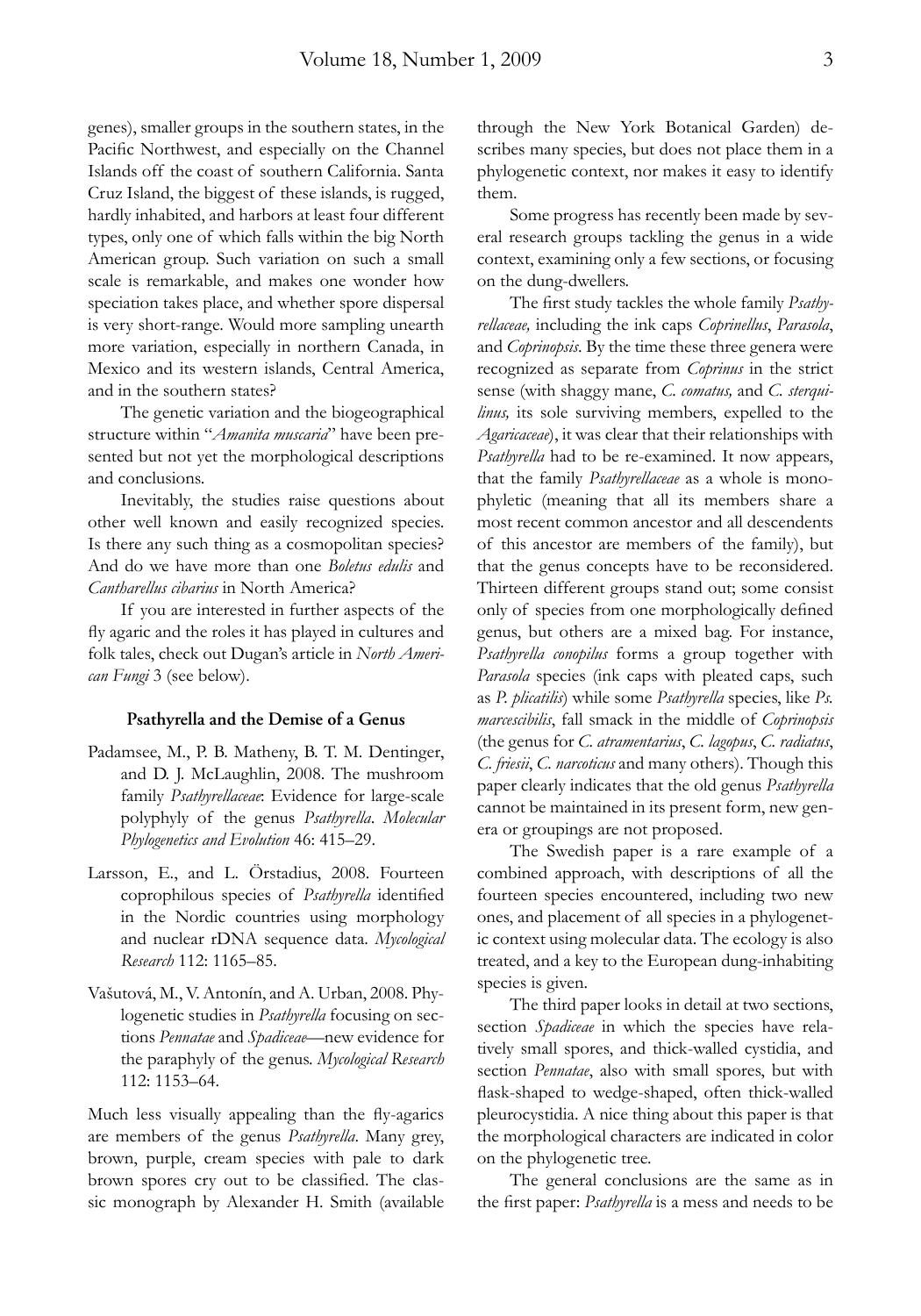genes), smaller groups in the southern states, in the Pacific Northwest, and especially on the Channel Islands off the coast of southern California. Santa Cruz Island, the biggest of these islands, is rugged, hardly inhabited, and harbors at least four different types, only one of which falls within the big North American group. Such variation on such a small scale is remarkable, and makes one wonder how speciation takes place, and whether spore dispersal is very short-range. Would more sampling unearth more variation, especially in northern Canada, in Mexico and its western islands, Central America, and in the southern states?

The genetic variation and the biogeographical structure within "*Amanita muscaria*" have been presented but not yet the morphological descriptions and conclusions.

Inevitably, the studies raise questions about other well known and easily recognized species. Is there any such thing as a cosmopolitan species? And do we have more than one *Boletus edulis* and *Cantharellus cibarius* in North America?

If you are interested in further aspects of the fly agaric and the roles it has played in cultures and folk tales, check out Dugan's article in *North American Fungi* 3 (see below).

### Psathyrella and the Demise of a Genus

Padamsee, M., P. B. Matheny, B. T. M. Dentinger, and D. J. McLaughlin, 2008. The mushroom family *Psathyrellaceae*: Evidence for large-scale polyphyly of the genus *Psathyrella*. *Molecular Phylogenetics and Evolution* 46: 415–29.

Larsson, E., and L. Örstadius, 2008. Fourteen coprophilous species of *Psathyrella* identified in the Nordic countries using morphology and nuclear rDNA sequence data. *Mycological Research* 112: 1165–85.

Vašutová, M., V. Antonín, and A. Urban, 2008. Phylogenetic studies in *Psathyrella* focusing on sections *Pennatae* and *Spadiceae*—new evidence for the paraphyly of the genus. *Mycological Research* 112: 1153–64.

Much less visually appealing than the fly-agarics are members of the genus *Psathyrella*. Many grey, brown, purple, cream species with pale to dark brown spores cry out to be classified. The classic monograph by Alexander H. Smith (available through the New York Botanical Garden) describes many species, but does not place them in a phylogenetic context, nor makes it easy to identify them.

Some progress has recently been made by several research groups tackling the genus in a wide context, examining only a few sections, or focusing on the dung-dwellers.

The first study tackles the whole family *Psathyrellaceae,* including the ink caps *Coprinellus*, *Parasola*, and *Coprinopsis*. By the time these three genera were recognized as separate from *Coprinus* in the strict sense (with shaggy mane, *C. comatus,* and *C. sterquilinus,* its sole surviving members, expelled to the *Agaricaceae*), it was clear that their relationships with *Psathyrella* had to be re-examined. It now appears, that the family *Psathyrellaceae* as a whole is monophyletic (meaning that all its members share a most recent common ancestor and all descendents of this ancestor are members of the family), but that the genus concepts have to be reconsidered. Thirteen different groups stand out; some consist only of species from one morphologically defined genus, but others are a mixed bag. For instance, *Psathyrella conopilus* forms a group together with *Parasola* species (ink caps with pleated caps, such as *P. plicatilis*) while some *Psathyrella* species, like *Ps. marcescibilis*, fall smack in the middle of *Coprinopsis* (the genus for *C. atramentarius*, *C. lagopus*, *C. radiatus*, *C. friesii*, *C. narcoticus* and many others). Though this paper clearly indicates that the old genus *Psathyrella* cannot be maintained in its present form, new genera or groupings are not proposed.

The Swedish paper is a rare example of a combined approach, with descriptions of all the fourteen species encountered, including two new ones, and placement of all species in a phylogenetic context using molecular data. The ecology is also treated, and a key to the European dung-inhabiting species is given.

The third paper looks in detail at two sections, section *Spadiceae* in which the species have relatively small spores, and thick-walled cystidia, and section *Pennatae*, also with small spores, but with flask-shaped to wedge-shaped, often thick-walled pleurocystidia. A nice thing about this paper is that the morphological characters are indicated in color on the phylogenetic tree.

The general conclusions are the same as in the first paper: *Psathyrella* is a mess and needs to be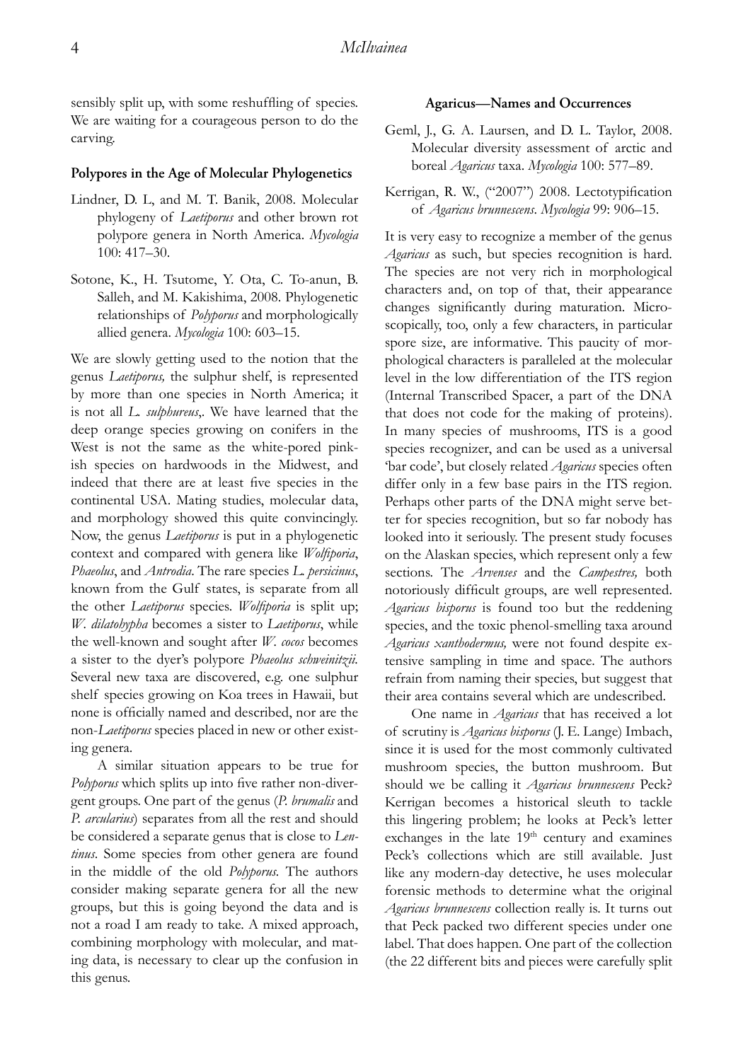sensibly split up, with some reshuffling of species. We are waiting for a courageous person to do the carving.

### Polypores in the Age of Molecular Phylogenetics

Lindner, D. L, and M. T. Banik, 2008. Molecular phylogeny of *Laetiporus* and other brown rot polypore genera in North America. *Mycologia* 100: 417–30.

Sotone, K., H. Tsutome, Y. Ota, C. To-anun, B. Salleh, and M. Kakishima, 2008. Phylogenetic relationships of *Polyporus* and morphologically allied genera. *Mycologia* 100: 603–15.

We are slowly getting used to the notion that the genus *Laetiporus,* the sulphur shelf, is represented by more than one species in North America; it is not all *L. sulphureus*,. We have learned that the deep orange species growing on conifers in the West is not the same as the white-pored pinkish species on hardwoods in the Midwest, and indeed that there are at least five species in the continental USA. Mating studies, molecular data, and morphology showed this quite convincingly. Now, the genus *Laetiporus* is put in a phylogenetic context and compared with genera like *Wolfiporia*, *Phaeolus*, and *Antrodia*. The rare species *L. persicinus*, known from the Gulf states, is separate from all the other *Laetiporus* species. *Wolfiporia* is split up; *W. dilatohypha* becomes a sister to *Laetiporus*, while the well-known and sought after *W. cocos* becomes a sister to the dyer's polypore *Phaeolus schweinitzii.* Several new taxa are discovered, e.g. one sulphur shelf species growing on Koa trees in Hawaii, but none is officially named and described, nor are the non-*Laetiporus* species placed in new or other existing genera.

A similar situation appears to be true for *Polyporus* which splits up into five rather non-divergent groups. One part of the genus (*P. brumalis* and *P. arcularius*) separates from all the rest and should be considered a separate genus that is close to *Lentinus*. Some species from other genera are found in the middle of the old *Polyporus.* The authors consider making separate genera for all the new groups, but this is going beyond the data and is not a road I am ready to take. A mixed approach, combining morphology with molecular, and mating data, is necessary to clear up the confusion in this genus.

### Agaricus—Names and Occurrences

Geml, J., G. A. Laursen, and D. L. Taylor, 2008. Molecular diversity assessment of arctic and boreal *Agaricus* taxa. *Mycologia* 100: 577–89.

Kerrigan, R. W., ("2007") 2008. Lectotypification of *Agaricus brunnescens*. *Mycologia* 99: 906–15.

It is very easy to recognize a member of the genus *Agaricus* as such, but species recognition is hard. The species are not very rich in morphological characters and, on top of that, their appearance changes significantly during maturation. Microscopically, too, only a few characters, in particular spore size, are informative. This paucity of morphological characters is paralleled at the molecular level in the low differentiation of the ITS region (Internal Transcribed Spacer, a part of the DNA that does not code for the making of proteins). In many species of mushrooms, ITS is a good species recognizer, and can be used as a universal 'bar code', but closely related *Agaricus* species often differ only in a few base pairs in the ITS region. Perhaps other parts of the DNA might serve better for species recognition, but so far nobody has looked into it seriously. The present study focuses on the Alaskan species, which represent only a few sections. The *Arvenses* and the *Campestres,* both notoriously difficult groups, are well represented. *Agaricus bisporus* is found too but the reddening species, and the toxic phenol-smelling taxa around *Agaricus xanthodermus,* were not found despite extensive sampling in time and space. The authors refrain from naming their species, but suggest that their area contains several which are undescribed.

One name in *Agaricus* that has received a lot of scrutiny is *Agaricus bisporus* (J. E. Lange) Imbach, since it is used for the most commonly cultivated mushroom species, the button mushroom. But should we be calling it *Agaricus brunnescens* Peck? Kerrigan becomes a historical sleuth to tackle this lingering problem; he looks at Peck's letter exchanges in the late 19th century and examines Peck's collections which are still available. Just like any modern-day detective, he uses molecular forensic methods to determine what the original *Agaricus brunnescens* collection really is. It turns out that Peck packed two different species under one label. That does happen. One part of the collection (the 22 different bits and pieces were carefully split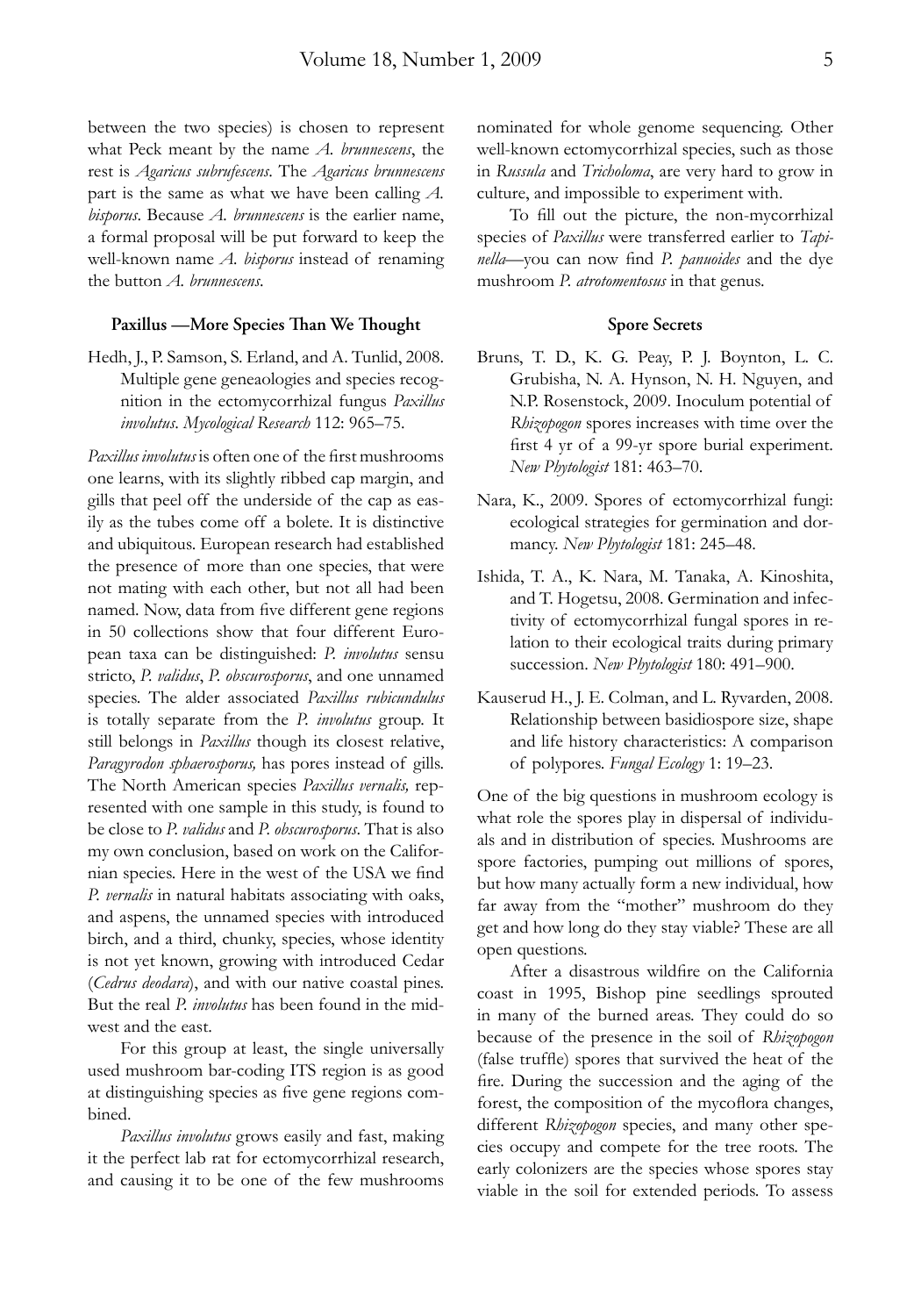between the two species) is chosen to represent what Peck meant by the name *A. brunnescens*, the rest is *Agaricus subrufescens*. The *Agaricus brunnescens* part is the same as what we have been calling *A. bisporus*. Because *A. brunnescens* is the earlier name, a formal proposal will be put forward to keep the well-known name *A. bisporus* instead of renaming the button *A. brunnescens*.

### Paxillus —More Species Than We Thought

Hedh, J., P. Samson, S. Erland, and A. Tunlid, 2008. Multiple gene geneaologies and species recognition in the ectomycorrhizal fungus *Paxillus involutus*. *Mycological Research* 112: 965–75.

*Paxillus involutus* is often one of the first mushrooms one learns, with its slightly ribbed cap margin, and gills that peel off the underside of the cap as easily as the tubes come off a bolete. It is distinctive and ubiquitous. European research had established the presence of more than one species, that were not mating with each other, but not all had been named. Now, data from five different gene regions in 50 collections show that four different European taxa can be distinguished: *P. involutus* sensu stricto, *P. validus*, *P. obscurosporus*, and one unnamed species. The alder associated *Paxillus rubicundulus* is totally separate from the *P. involutus* group. It still belongs in *Paxillus* though its closest relative, *Paragyrodon sphaerosporus,* has pores instead of gills. The North American species *Paxillus vernalis,* represented with one sample in this study, is found to be close to *P. validus* and *P. obscurosporus*. That is also my own conclusion, based on work on the Californian species. Here in the west of the USA we find *P. vernalis* in natural habitats associating with oaks, and aspens, the unnamed species with introduced birch, and a third, chunky, species, whose identity is not yet known, growing with introduced Cedar (*Cedrus deodara*), and with our native coastal pines. But the real *P. involutus* has been found in the midwest and the east.

For this group at least, the single universally used mushroom bar-coding ITS region is as good at distinguishing species as five gene regions combined.

*Paxillus involutus* grows easily and fast, making it the perfect lab rat for ectomycorrhizal research, and causing it to be one of the few mushrooms nominated for whole genome sequencing. Other well-known ectomycorrhizal species, such as those in *Russula* and *Tricholoma*, are very hard to grow in culture, and impossible to experiment with.

To fill out the picture, the non-mycorrhizal species of *Paxillus* were transferred earlier to *Tapinella*—you can now find *P. panuoides* and the dye mushroom *P. atrotomentosus* in that genus.

### Spore Secrets

Bruns, T. D., K. G. Peay, P. J. Boynton, L. C. Grubisha, N. A. Hynson, N. H. Nguyen, and N.P. Rosenstock, 2009. Inoculum potential of *Rhizopogon* spores increases with time over the first 4 yr of a 99-yr spore burial experiment. *New Phytologist* 181: 463–70.

Nara, K., 2009. Spores of ectomycorrhizal fungi: ecological strategies for germination and dormancy. *New Phytologist* 181: 245–48.

Ishida, T. A., K. Nara, M. Tanaka, A. Kinoshita, and T. Hogetsu, 2008. Germination and infectivity of ectomycorrhizal fungal spores in relation to their ecological traits during primary succession. *New Phytologist* 180: 491–900.

Kauserud H., J. E. Colman, and L. Ryvarden, 2008. Relationship between basidiospore size, shape and life history characteristics: A comparison of polypores. *Fungal Ecology* 1: 19–23.

One of the big questions in mushroom ecology is what role the spores play in dispersal of individuals and in distribution of species. Mushrooms are spore factories, pumping out millions of spores, but how many actually form a new individual, how far away from the "mother" mushroom do they get and how long do they stay viable? These are all open questions.

After a disastrous wildfire on the California coast in 1995, Bishop pine seedlings sprouted in many of the burned areas. They could do so because of the presence in the soil of *Rhizopogon* (false truffle) spores that survived the heat of the fire. During the succession and the aging of the forest, the composition of the mycoflora changes, different *Rhizopogon* species, and many other species occupy and compete for the tree roots. The early colonizers are the species whose spores stay viable in the soil for extended periods. To assess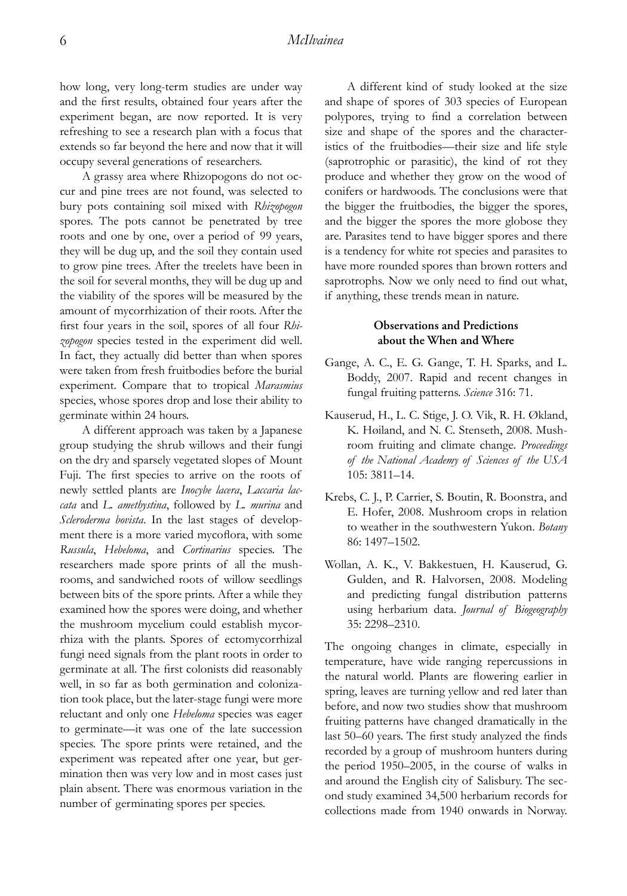how long, very long-term studies are under way and the first results, obtained four years after the experiment began, are now reported. It is very refreshing to see a research plan with a focus that extends so far beyond the here and now that it will occupy several generations of researchers.

A grassy area where Rhizopogons do not occur and pine trees are not found, was selected to bury pots containing soil mixed with *Rhizopogon* spores. The pots cannot be penetrated by tree roots and one by one, over a period of 99 years, they will be dug up, and the soil they contain used to grow pine trees. After the treelets have been in the soil for several months, they will be dug up and the viability of the spores will be measured by the amount of mycorrhization of their roots. After the first four years in the soil, spores of all four *Rhizopogon* species tested in the experiment did well. In fact, they actually did better than when spores were taken from fresh fruitbodies before the burial experiment. Compare that to tropical *Marasmius* species, whose spores drop and lose their ability to germinate within 24 hours.

A different approach was taken by a Japanese group studying the shrub willows and their fungi on the dry and sparsely vegetated slopes of Mount Fuji. The first species to arrive on the roots of newly settled plants are *Inocybe lacera*, *Laccaria laccata* and *L. amethystina*, followed by *L. murina* and *Scleroderma bovista*. In the last stages of development there is a more varied mycoflora, with some *Russula*, *Hebeloma*, and *Cortinarius* species. The researchers made spore prints of all the mushrooms, and sandwiched roots of willow seedlings between bits of the spore prints. After a while they examined how the spores were doing, and whether the mushroom mycelium could establish mycorrhiza with the plants. Spores of ectomycorrhizal fungi need signals from the plant roots in order to germinate at all. The first colonists did reasonably well, in so far as both germination and colonization took place, but the later-stage fungi were more reluctant and only one *Hebeloma* species was eager to germinate—it was one of the late succession species. The spore prints were retained, and the experiment was repeated after one year, but germination then was very low and in most cases just plain absent. There was enormous variation in the number of germinating spores per species.

A different kind of study looked at the size and shape of spores of 303 species of European polypores, trying to find a correlation between size and shape of the spores and the characteristics of the fruitbodies—their size and life style (saprotrophic or parasitic), the kind of rot they produce and whether they grow on the wood of conifers or hardwoods. The conclusions were that the bigger the fruitbodies, the bigger the spores, and the bigger the spores the more globose they are. Parasites tend to have bigger spores and there is a tendency for white rot species and parasites to have more rounded spores than brown rotters and saprotrophs. Now we only need to find out what, if anything, these trends mean in nature.

### Observations and Predictions about the When and Where

Gange, A. C., E. G. Gange, T. H. Sparks, and L. Boddy, 2007. Rapid and recent changes in fungal fruiting patterns. *Science* 316: 71.

Kauserud, H., L. C. Stige, J. O. Vik, R. H. Økland, K. Høiland, and N. C. Stenseth, 2008. Mushroom fruiting and climate change. *Proceedings of the National Academy of Sciences of the USA* 105: 3811–14.

Krebs, C. J., P. Carrier, S. Boutin, R. Boonstra, and E. Hofer, 2008. Mushroom crops in relation to weather in the southwestern Yukon. *Botany* 86: 1497–1502.

Wollan, A. K., V. Bakkestuen, H. Kauserud, G. Gulden, and R. Halvorsen, 2008. Modeling and predicting fungal distribution patterns using herbarium data. *Journal of Biogeography* 35: 2298–2310.

The ongoing changes in climate, especially in temperature, have wide ranging repercussions in the natural world. Plants are flowering earlier in spring, leaves are turning yellow and red later than before, and now two studies show that mushroom fruiting patterns have changed dramatically in the last 50–60 years. The first study analyzed the finds recorded by a group of mushroom hunters during the period 1950–2005, in the course of walks in and around the English city of Salisbury. The second study examined 34,500 herbarium records for collections made from 1940 onwards in Norway.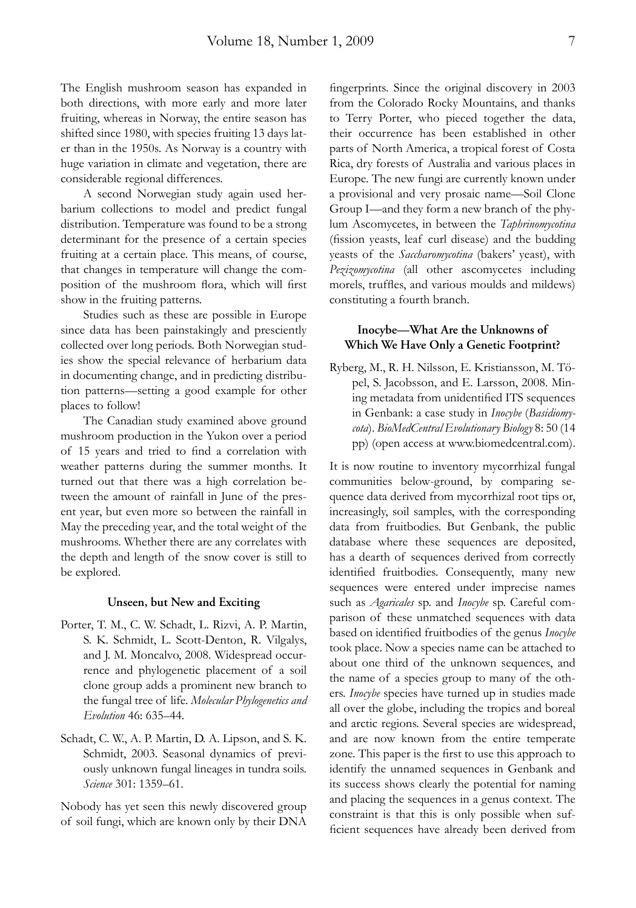The English mushroom season has expanded in both directions, with more early and more later fruiting, whereas in Norway, the entire season has shifted since 1980, with species fruiting 13 days later than in the 1950s. As Norway is a country with huge variation in climate and vegetation, there are considerable regional differences.

A second Norwegian study again used herbarium collections to model and predict fungal distribution. Temperature was found to be a strong determinant for the presence of a certain species fruiting at a certain place. This means, of course, that changes in temperature will change the composition of the mushroom flora, which will first show in the fruiting patterns.

Studies such as these are possible in Europe since data has been painstakingly and presciently collected over long periods. Both Norwegian studies show the special relevance of herbarium data in documenting change, and in predicting distribution patterns—setting a good example for other places to follow!

The Canadian study examined above ground mushroom production in the Yukon over a period of 15 years and tried to find a correlation with weather patterns during the summer months. It turned out that there was a high correlation between the amount of rainfall in June of the present year, but even more so between the rainfall in May the preceding year, and the total weight of the mushrooms. Whether there are any correlates with the depth and length of the snow cover is still to be explored.

#### Unseen, but New and Exciting

Porter, T. M., C. W. Schadt, L. Rizvi, A. P. Martin, S. K. Schmidt, L. Scott-Denton, R. Vilgalys, and J. M. Moncalvo, 2008. Widespread occurrence and phylogenetic placement of a soil clone group adds a prominent new branch to the fungal tree of life. *Molecular Phylogenetics and Evolution* 46: 635–44.

Schadt, C. W., A. P. Martin, D. A. Lipson, and S. K. Schmidt, 2003. Seasonal dynamics of previously unknown fungal lineages in tundra soils. *Science* 301: 1359–61.

Nobody has yet seen this newly discovered group of soil fungi, which are known only by their DNA fingerprints. Since the original discovery in 2003 from the Colorado Rocky Mountains, and thanks to Terry Porter, who pieced together the data, their occurrence has been established in other parts of North America, a tropical forest of Costa Rica, dry forests of Australia and various places in Europe. The new fungi are currently known under a provisional and very prosaic name—Soil Clone Group I—and they form a new branch of the phylum Ascomycetes, in between the *Taphrinomycotina* (fission yeasts, leaf curl disease) and the budding yeasts of the *Saccharomycotina* (bakers' yeast), with *Pezizomycotina* (all other ascomycetes including morels, truffles, and various moulds and mildews) constituting a fourth branch.

#### Inocybe—What Are the Unknowns of Which We Have Only a Genetic Footprint?

Ryberg, M., R. H. Nilsson, E. Kristiansson, M. Töpel, S. Jacobsson, and E. Larsson, 2008. Mining metadata from unidentified ITS sequences in Genbank: a case study in *Inocybe* (*Basidiomycota*). *BioMedCentral Evolutionary Biology* 8: 50 (14 pp) (open access at www.biomedcentral.com).

It is now routine to inventory mycorrhizal fungal communities below-ground, by comparing sequence data derived from mycorrhizal root tips or, increasingly, soil samples, with the corresponding data from fruitbodies. But Genbank, the public database where these sequences are deposited, has a dearth of sequences derived from correctly identified fruitbodies. Consequently, many new sequences were entered under imprecise names such as *Agaricales* sp. and *Inocybe* sp. Careful comparison of these unmatched sequences with data based on identified fruitbodies of the genus *Inocybe* took place. Now a species name can be attached to about one third of the unknown sequences, and the name of a species group to many of the others. *Inocybe* species have turned up in studies made all over the globe, including the tropics and boreal and arctic regions. Several species are widespread, and are now known from the entire temperate zone. This paper is the first to use this approach to identify the unnamed sequences in Genbank and its success shows clearly the potential for naming and placing the sequences in a genus context. The constraint is that this is only possible when sufficient sequences have already been derived from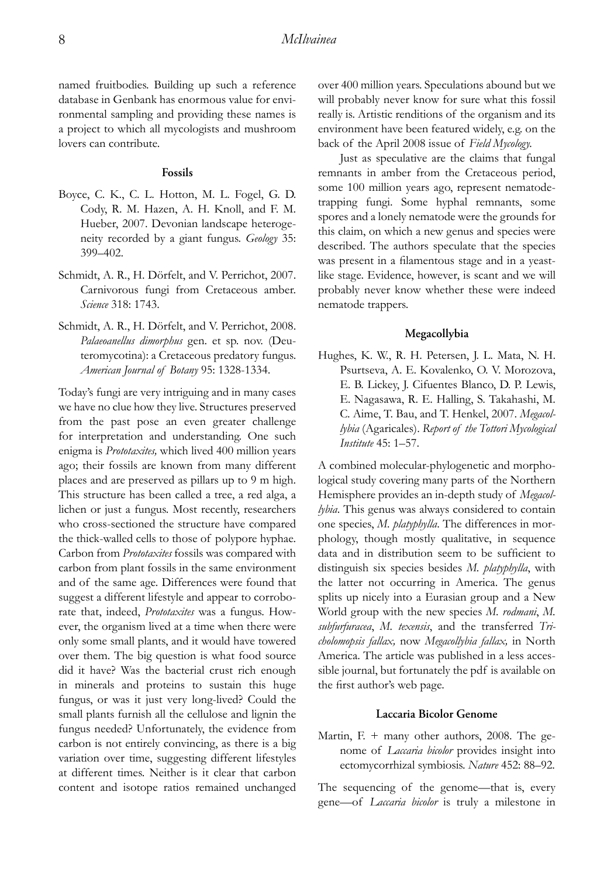named fruitbodies. Building up such a reference database in Genbank has enormous value for environmental sampling and providing these names is a project to which all mycologists and mushroom lovers can contribute.

### Fossils

Boyce, C. K., C. L. Hotton, M. L. Fogel, G. D. Cody, R. M. Hazen, A. H. Knoll, and F. M. Hueber, 2007. Devonian landscape heterogeneity recorded by a giant fungus. *Geology* 35: 399–402.

Schmidt, A. R., H. Dörfelt, and V. Perrichot, 2007. Carnivorous fungi from Cretaceous amber. *Science* 318: 1743.

Schmidt, A. R., H. Dörfelt, and V. Perrichot, 2008. *Palaeoanellus dimorphus* gen. et sp. nov. (Deuteromycotina): a Cretaceous predatory fungus. *American Journal of Botany* 95: 1328-1334.

Today's fungi are very intriguing and in many cases we have no clue how they live. Structures preserved from the past pose an even greater challenge for interpretation and understanding. One such enigma is *Prototaxites,* which lived 400 million years ago; their fossils are known from many different places and are preserved as pillars up to 9 m high. This structure has been called a tree, a red alga, a lichen or just a fungus. Most recently, researchers who cross-sectioned the structure have compared the thick-walled cells to those of polypore hyphae. Carbon from *Prototaxites* fossils was compared with carbon from plant fossils in the same environment and of the same age. Differences were found that suggest a different lifestyle and appear to corroborate that, indeed, *Prototaxites* was a fungus. However, the organism lived at a time when there were only some small plants, and it would have towered over them. The big question is what food source did it have? Was the bacterial crust rich enough in minerals and proteins to sustain this huge fungus, or was it just very long-lived? Could the small plants furnish all the cellulose and lignin the fungus needed? Unfortunately, the evidence from carbon is not entirely convincing, as there is a big variation over time, suggesting different lifestyles at different times. Neither is it clear that carbon content and isotope ratios remained unchanged over 400 million years. Speculations abound but we will probably never know for sure what this fossil really is. Artistic renditions of the organism and its environment have been featured widely, e.g. on the back of the April 2008 issue of *Field Mycology.*

Just as speculative are the claims that fungal remnants in amber from the Cretaceous period, some 100 million years ago, represent nematode-trapping fungi. Some hyphal remnants, some spores and a lonely nematode were the grounds for this claim, on which a new genus and species were described. The authors speculate that the species was present in a filamentous stage and in a yeast-like stage. Evidence, however, is scant and we will probably never know whether these were indeed nematode trappers.

### Megacollybia

Hughes, K. W., R. H. Petersen, J. L. Mata, N. H. Psurtseva, A. E. Kovalenko, O. V. Morozova, E. B. Lickey, J. Cifuentes Blanco, D. P. Lewis, E. Nagasawa, R. E. Halling, S. Takahashi, M. C. Aime, T. Bau, and T. Henkel, 2007. *Megacollybia* (Agaricales). *Report of the Tottori Mycological Institute* 45: 1–57.

A combined molecular-phylogenetic and morphological study covering many parts of the Northern Hemisphere provides an in-depth study of *Megacollybia*. This genus was always considered to contain one species, *M. platyphylla*. The differences in morphology, though mostly qualitative, in sequence data and in distribution seem to be sufficient to distinguish six species besides *M. platyphylla*, with the latter not occurring in America. The genus splits up nicely into a Eurasian group and a New World group with the new species *M. rodmani*, *M. subfurfuracea*, *M. texensis*, and the transferred *Tricholomopsis fallax,* now *Megacollybia fallax,* in North America. The article was published in a less accessible journal, but fortunately the pdf is available on the first author's web page.

### Laccaria Bicolor Genome

Martin, F. + many other authors, 2008. The genome of *Laccaria bicolor* provides insight into ectomycorrhizal symbiosis. *Nature* 452: 88–92.

The sequencing of the genome—that is, every gene—of *Laccaria bicolor* is truly a milestone in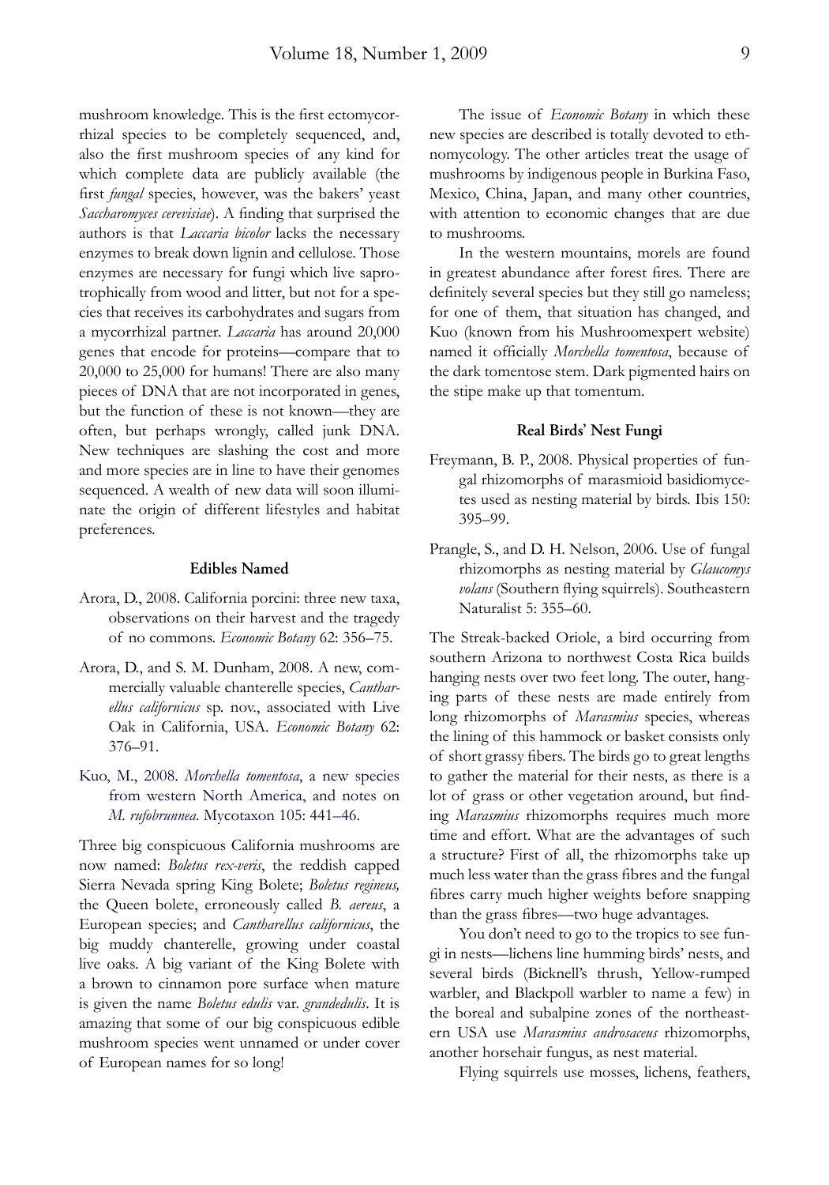mushroom knowledge. This is the first ectomycorrhizal species to be completely sequenced, and, also the first mushroom species of any kind for which complete data are publicly available (the first *fungal* species, however, was the bakers' yeast *Saccharomyces cerevisiae*). A finding that surprised the authors is that *Laccaria bicolor* lacks the necessary enzymes to break down lignin and cellulose. Those enzymes are necessary for fungi which live saprotrophically from wood and litter, but not for a species that receives its carbohydrates and sugars from a mycorrhizal partner. *Laccaria* has around 20,000 genes that encode for proteins—compare that to 20,000 to 25,000 for humans! There are also many pieces of DNA that are not incorporated in genes, but the function of these is not known—they are often, but perhaps wrongly, called junk DNA. New techniques are slashing the cost and more and more species are in line to have their genomes sequenced. A wealth of new data will soon illuminate the origin of different lifestyles and habitat preferences.

### Edibles Named

Arora, D., 2008. California porcini: three new taxa, observations on their harvest and the tragedy of no commons. *Economic Botany* 62: 356–75.

Arora, D., and S. M. Dunham, 2008. A new, commercially valuable chanterelle species, *Cantharellus californicus* sp. nov., associated with Live Oak in California, USA. *Economic Botany* 62: 376–91.

Kuo, M., 2008. *Morchella tomentosa*, a new species from western North America, and notes on *M. rufobrunnea*. Mycotaxon 105: 441–46.

Three big conspicuous California mushrooms are now named: *Boletus rex-veris*, the reddish capped Sierra Nevada spring King Bolete; *Boletus regineus,* the Queen bolete, erroneously called *B. aereus*, a European species; and *Cantharellus californicus*, the big muddy chanterelle, growing under coastal live oaks. A big variant of the King Bolete with a brown to cinnamon pore surface when mature is given the name *Boletus edulis* var. *grandedulis*. It is amazing that some of our big conspicuous edible mushroom species went unnamed or under cover of European names for so long!

The issue of *Economic Botany* in which these new species are described is totally devoted to ethnomycology. The other articles treat the usage of mushrooms by indigenous people in Burkina Faso, Mexico, China, Japan, and many other countries, with attention to economic changes that are due to mushrooms.

In the western mountains, morels are found in greatest abundance after forest fires. There are definitely several species but they still go nameless; for one of them, that situation has changed, and Kuo (known from his Mushroomexpert website) named it officially *Morchella tomentosa*, because of the dark tomentose stem. Dark pigmented hairs on the stipe make up that tomentum.

### Real Birds' Nest Fungi

Freymann, B. P., 2008. Physical properties of fungal rhizomorphs of marasmioid basidiomycetes used as nesting material by birds. Ibis 150: 395–99.

Prangle, S., and D. H. Nelson, 2006. Use of fungal rhizomorphs as nesting material by *Glaucomys volans* (Southern flying squirrels). Southeastern Naturalist 5: 355–60.

The Streak-backed Oriole, a bird occurring from southern Arizona to northwest Costa Rica builds hanging nests over two feet long. The outer, hanging parts of these nests are made entirely from long rhizomorphs of *Marasmius* species, whereas the lining of this hammock or basket consists only of short grassy fibers. The birds go to great lengths to gather the material for their nests, as there is a lot of grass or other vegetation around, but finding *Marasmius* rhizomorphs requires much more time and effort. What are the advantages of such a structure? First of all, the rhizomorphs take up much less water than the grass fibres and the fungal fibres carry much higher weights before snapping than the grass fibres—two huge advantages.

You don't need to go to the tropics to see fungi in nests—lichens line humming birds' nests, and several birds (Bicknell's thrush, Yellow-rumped warbler, and Blackpoll warbler to name a few) in the boreal and subalpine zones of the northeastern USA use *Marasmius androsaceus* rhizomorphs, another horsehair fungus, as nest material.

Flying squirrels use mosses, lichens, feathers,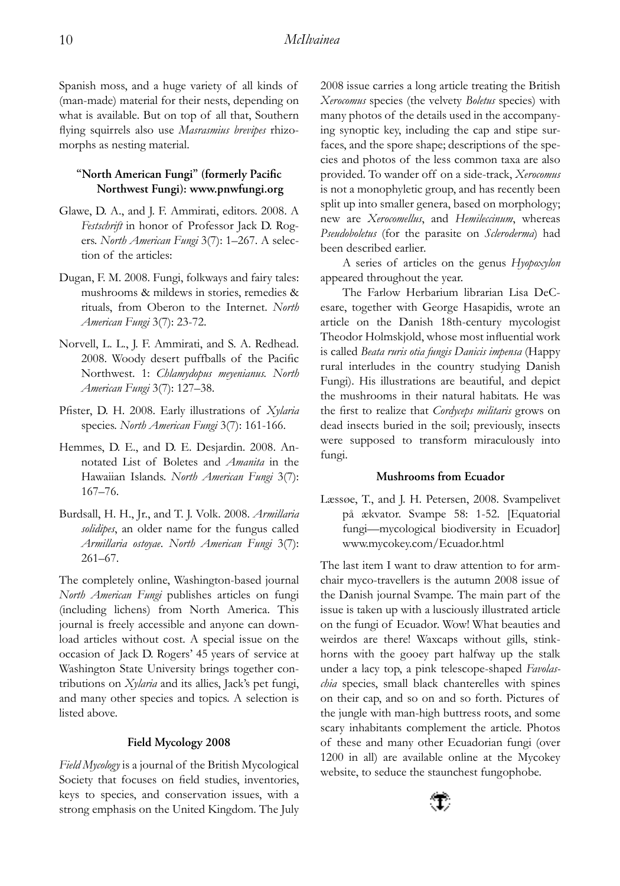Spanish moss, and a huge variety of all kinds of (man-made) material for their nests, depending on what is available. But on top of all that, Southern flying squirrels also use *Masrasmius brevipes* rhizomorphs as nesting material.

### "North American Fungi" (formerly Pacific Northwest Fungi): www.pnwfungi.org

Glawe, D. A., and J. F. Ammirati, editors. 2008. A *Festschrift* in honor of Professor Jack D. Rogers. *North American Fungi* 3(7): 1–267. A selection of the articles:

Dugan, F. M. 2008. Fungi, folkways and fairy tales: mushrooms & mildews in stories, remedies & rituals, from Oberon to the Internet. *North American Fungi* 3(7): 23-72.

Norvell, L. L., J. F. Ammirati, and S. A. Redhead. 2008. Woody desert puffballs of the Pacific Northwest. 1: *Chlamydopus meyenianus. North American Fungi* 3(7): 127–38.

Pfister, D. H. 2008. Early illustrations of *Xylaria* species. *North American Fungi* 3(7): 161-166.

Hemmes, D. E., and D. E. Desjardin. 2008. Annotated List of Boletes and *Amanita* in the Hawaiian Islands. *North American Fungi* 3(7): 167–76.

Burdsall, H. H., Jr., and T. J. Volk. 2008. *Armillaria solidipes*, an older name for the fungus called *Armillaria ostoyae*. *North American Fungi* 3(7): 261–67.

The completely online, Washington-based journal *North American Fungi* publishes articles on fungi (including lichens) from North America. This journal is freely accessible and anyone can download articles without cost. A special issue on the occasion of Jack D. Rogers' 45 years of service at Washington State University brings together contributions on *Xylaria* and its allies, Jack's pet fungi, and many other species and topics. A selection is listed above.

### Field Mycology 2008

*Field Mycology* is a journal of the British Mycological Society that focuses on field studies, inventories, keys to species, and conservation issues, with a strong emphasis on the United Kingdom. The July 2008 issue carries a long article treating the British *Xerocomus* species (the velvety *Boletus* species) with many photos of the details used in the accompanying synoptic key, including the cap and stipe surfaces, and the spore shape; descriptions of the species and photos of the less common taxa are also provided. To wander off on a side-track, *Xerocomus* is not a monophyletic group, and has recently been split up into smaller genera, based on morphology; new are *Xerocomellus*, and *Hemileccinum*, whereas *Pseudoboletus* (for the parasite on *Scleroderma*) had been described earlier.

A series of articles on the genus *Hyopoxylon* appeared throughout the year.

The Farlow Herbarium librarian Lisa DeCesare, together with George Hasapidis, wrote an article on the Danish 18th-century mycologist Theodor Holmskjold, whose most influential work is called *Beata ruris otia fungis Danicis impensa* (Happy rural interludes in the country studying Danish Fungi). His illustrations are beautiful, and depict the mushrooms in their natural habitats. He was the first to realize that *Cordyceps militaris* grows on dead insects buried in the soil; previously, insects were supposed to transform miraculously into fungi.

### Mushrooms from Ecuador

Læssøe, T., and J. H. Petersen, 2008. Svampelivet på ækvator. Svampe 58: 1-52. [Equatorial fungi—mycological biodiversity in Ecuador] www.mycokey.com/Ecuador.html

The last item I want to draw attention to for armchair myco-travellers is the autumn 2008 issue of the Danish journal Svampe. The main part of the issue is taken up with a lusciously illustrated article on the fungi of Ecuador. Wow! What beauties and weirdos are there! Waxcaps without gills, stinkhorns with the gooey part halfway up the stalk under a lacy top, a pink telescope-shaped *Favolaschia* species, small black chanterelles with spines on their cap, and so on and so forth. Pictures of the jungle with man-high buttress roots, and some scary inhabitants complement the article. Photos of these and many other Ecuadorian fungi (over 1200 in all) are available online at the Mycokey website, to seduce the staunchest fungophobe.